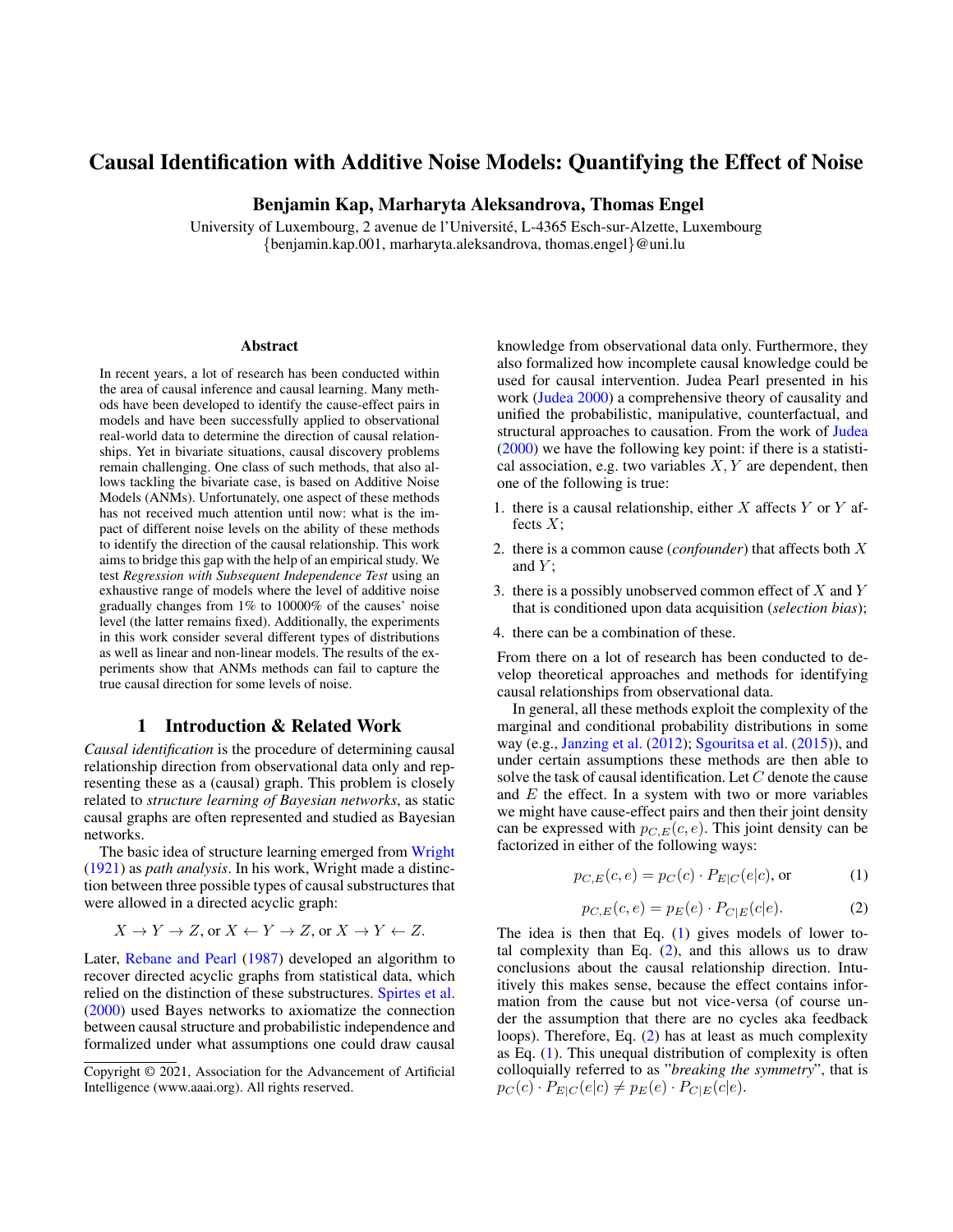# Causal Identification with Additive Noise Models: Quantifying the Effect of Noise

**Benjamin Kap, Marharyta Aleksandrova, Thomas Engel**

University of Luxembourg, 2 avenue de l'Université, L-4365 Esch-sur-Alzette, Luxembourg
{benjamin.kap.001, marharyta.aleksandrova, thomas.engel}@uni.lu

## Abstract

In recent years, a lot of research has been conducted within the area of causal inference and causal learning. Many methods have been developed to identify the cause-effect pairs in models and have been successfully applied to observational real-world data to determine the direction of causal relationships. Yet in bivariate situations, causal discovery problems remain challenging. One class of such methods, that also allows tackling the bivariate case, is based on Additive Noise Models (ANMs). Unfortunately, one aspect of these methods has not received much attention until now: what is the impact of different noise levels on the ability of these methods to identify the direction of the causal relationship. This work aims to bridge this gap with the help of an empirical study. We test *Regression with Subsequent Independence Test* using an exhaustive range of models where the level of additive noise gradually changes from 1% to 10000% of the causes' noise level (the latter remains fixed). Additionally, the experiments in this work consider several different types of distributions as well as linear and non-linear models. The results of the experiments show that ANMs methods can fail to capture the true causal direction for some levels of noise.

## 1 Introduction & Related Work

*Causal identification* is the procedure of determining causal relationship direction from observational data only and representing these as a (causal) graph. This problem is closely related to *structure learning of Bayesian networks*, as static causal graphs are often represented and studied as Bayesian networks.

The basic idea of structure learning emerged from Wright (1921) as *path analysis*. In his work, Wright made a distinction between three possible types of causal substructures that were allowed in a directed acyclic graph:

$$X \to Y \to Z, \text{ or } X \leftarrow Y \to Z, \text{ or } X \to Y \leftarrow Z.$$

Later, Rebane and Pearl (1987) developed an algorithm to recover directed acyclic graphs from statistical data, which relied on the distinction of these substructures. Spirtes et al. (2000) used Bayes networks to axiomatize the connection between causal structure and probabilistic independence and formalized under what assumptions one could draw causal knowledge from observational data only. Furthermore, they also formalized how incomplete causal knowledge could be used for causal intervention. Judea Pearl presented in his work (Judea 2000) a comprehensive theory of causality and unified the probabilistic, manipulative, counterfactual, and structural approaches to causation. From the work of Judea (2000) we have the following key point: if there is a statistical association, e.g. two variables $X, Y$ are dependent, then one of the following is true:

1. there is a causal relationship, either $X$ affects $Y$ or $Y$ affects $X$;
2. there is a common cause (*confounder*) that affects both $X$ and $Y$;
3. there is a possibly unobserved common effect of $X$ and $Y$ that is conditioned upon data acquisition (*selection bias*);
4. there can be a combination of these.

From there on a lot of research has been conducted to develop theoretical approaches and methods for identifying causal relationships from observational data.

In general, all these methods exploit the complexity of the marginal and conditional probability distributions in some way (e.g., Janzing et al. (2012); Sgouritsa et al. (2015)), and under certain assumptions these methods are then able to solve the task of causal identification. Let $C$ denote the cause and $E$ the effect. In a system with two or more variables we might have cause-effect pairs and then their joint density can be expressed with $p_{C,E}(c, e)$. This joint density can be factorized in either of the following ways:

$$p_{C,E}(c, e) = p_C(c) \cdot P_{E|C}(e|c), \text{ or} \tag{1}$$

$$p_{C,E}(c, e) = p_E(e) \cdot P_{C|E}(c|e). \tag{2}$$

The idea is then that Eq. (1) gives models of lower total complexity than Eq. (2), and this allows us to draw conclusions about the causal relationship direction. Intuitively this makes sense, because the effect contains information from the cause but not vice-versa (of course under the assumption that there are no cycles aka feedback loops). Therefore, Eq. (2) has at least as much complexity as Eq. (1). This unequal distribution of complexity is often colloquially referred to as "*breaking the symmetry*", that is $p_C(c) \cdot P_{E|C}(e|c) \neq p_E(e) \cdot P_{C|E}(c|e)$.

Copyright © 2021, Association for the Advancement of Artificial Intelligence (www.aaai.org). All rights reserved.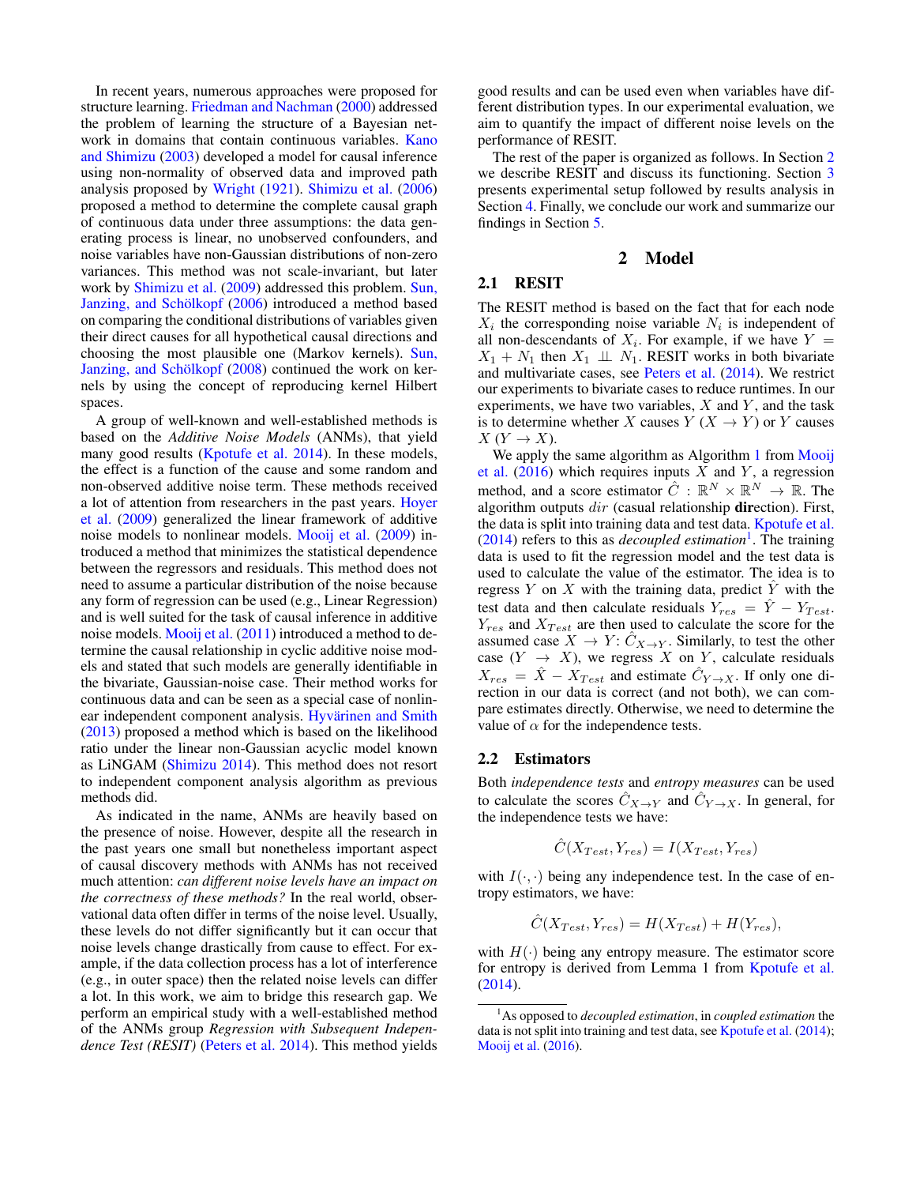In recent years, numerous approaches were proposed for structure learning. Friedman and Nachman (2000) addressed the problem of learning the structure of a Bayesian network in domains that contain continuous variables. Kano and Shimizu (2003) developed a model for causal inference using non-normality of observed data and improved path analysis proposed by Wright (1921). Shimizu et al. (2006) proposed a method to determine the complete causal graph of continuous data under three assumptions: the data generating process is linear, no unobserved confounders, and noise variables have non-Gaussian distributions of non-zero variances. This method was not scale-invariant, but later work by Shimizu et al. (2009) addressed this problem. Sun, Janzing, and Schölkopf (2006) introduced a method based on comparing the conditional distributions of variables given their direct causes for all hypothetical causal directions and choosing the most plausible one (Markov kernels). Sun, Janzing, and Schölkopf (2008) continued the work on kernels by using the concept of reproducing kernel Hilbert spaces.

A group of well-known and well-established methods is based on the *Additive Noise Models* (ANMs), that yield many good results (Kpotufe et al. 2014). In these models, the effect is a function of the cause and some random and non-observed additive noise term. These methods received a lot of attention from researchers in the past years. Hoyer et al. (2009) generalized the linear framework of additive noise models to nonlinear models. Mooij et al. (2009) introduced a method that minimizes the statistical dependence between the regressors and residuals. This method does not need to assume a particular distribution of the noise because any form of regression can be used (e.g., Linear Regression) and is well suited for the task of causal inference in additive noise models. Mooij et al. (2011) introduced a method to determine the causal relationship in cyclic additive noise models and stated that such models are generally identifiable in the bivariate, Gaussian-noise case. Their method works for continuous data and can be seen as a special case of nonlinear independent component analysis. Hyvärinen and Smith (2013) proposed a method which is based on the likelihood ratio under the linear non-Gaussian acyclic model known as LiNGAM (Shimizu 2014). This method does not resort to independent component analysis algorithm as previous methods did.

As indicated in the name, ANMs are heavily based on the presence of noise. However, despite all the research in the past years one small but nonetheless important aspect of causal discovery methods with ANMs has not received much attention: *can different noise levels have an impact on the correctness of these methods?* In the real world, observational data often differ in terms of the noise level. Usually, these levels do not differ significantly but it can occur that noise levels change drastically from cause to effect. For example, if the data collection process has a lot of interference (e.g., in outer space) then the related noise levels can differ a lot. In this work, we aim to bridge this research gap. We perform an empirical study with a well-established method of the ANMs group *Regression with Subsequent Independence Test (RESIT)* (Peters et al. 2014). This method yields good results and can be used even when variables have different distribution types. In our experimental evaluation, we aim to quantify the impact of different noise levels on the performance of RESIT.

The rest of the paper is organized as follows. In Section 2 we describe RESIT and discuss its functioning. Section 3 presents experimental setup followed by results analysis in Section 4. Finally, we conclude our work and summarize our findings in Section 5.

## 2 Model

### 2.1 RESIT

The RESIT method is based on the fact that for each node $X_i$ the corresponding noise variable $N_i$ is independent of all non-descendants of $X_i$. For example, if we have $Y = X_1 + N_1$ then $X_1 \perp\!\!\!\perp N_1$. RESIT works in both bivariate and multivariate cases, see Peters et al. (2014). We restrict our experiments to bivariate cases to reduce runtimes. In our experiments, we have two variables, $X$ and $Y$, and the task is to determine whether $X$ causes $Y$ ($X \rightarrow Y$) or $Y$ causes $X$ ($Y \rightarrow X$).

We apply the same algorithm as Algorithm 1 from Mooij et al. (2016) which requires inputs $X$ and $Y$, a regression method, and a score estimator $\hat{C} : \mathbb{R}^N \times \mathbb{R}^N \rightarrow \mathbb{R}$. The algorithm outputs $dir$ (casual relationship **dir**ection). First, the data is split into training data and test data. Kpotufe et al. (2014) refers to this as *decoupled estimation*[1]. The training data is used to fit the regression model and the test data is used to calculate the value of the estimator. The idea is to regress $Y$ on $X$ with the training data, predict $\hat{Y}$ with the test data and then calculate residuals $Y_{res} = \hat{Y} - Y_{Test}$. $Y_{res}$ and $X_{Test}$ are then used to calculate the score for the assumed case $X \rightarrow Y$: $\hat{C}_{X \rightarrow Y}$. Similarly, to test the other case ($Y \rightarrow X$), we regress $X$ on $Y$, calculate residuals $X_{res} = \hat{X} - X_{Test}$ and estimate $\hat{C}_{Y \rightarrow X}$. If only one direction in our data is correct (and not both), we can compare estimates directly. Otherwise, we need to determine the value of $\alpha$ for the independence tests.

### 2.2 Estimators

Both *independence tests* and *entropy measures* can be used to calculate the scores $\hat{C}_{X \rightarrow Y}$ and $\hat{C}_{Y \rightarrow X}$. In general, for the independence tests we have:

$$\hat{C}(X_{Test}, Y_{res}) = I(X_{Test}, Y_{res})$$

with $I(\cdot, \cdot)$ being any independence test. In the case of entropy estimators, we have:

$$\hat{C}(X_{Test}, Y_{res}) = H(X_{Test}) + H(Y_{res}),$$

with $H(\cdot)$ being any entropy measure. The estimator score for entropy is derived from Lemma 1 from Kpotufe et al. (2014).

[1] As opposed to *decoupled estimation*, in *coupled estimation* the data is not split into training and test data, see Kpotufe et al. (2014); Mooij et al. (2016).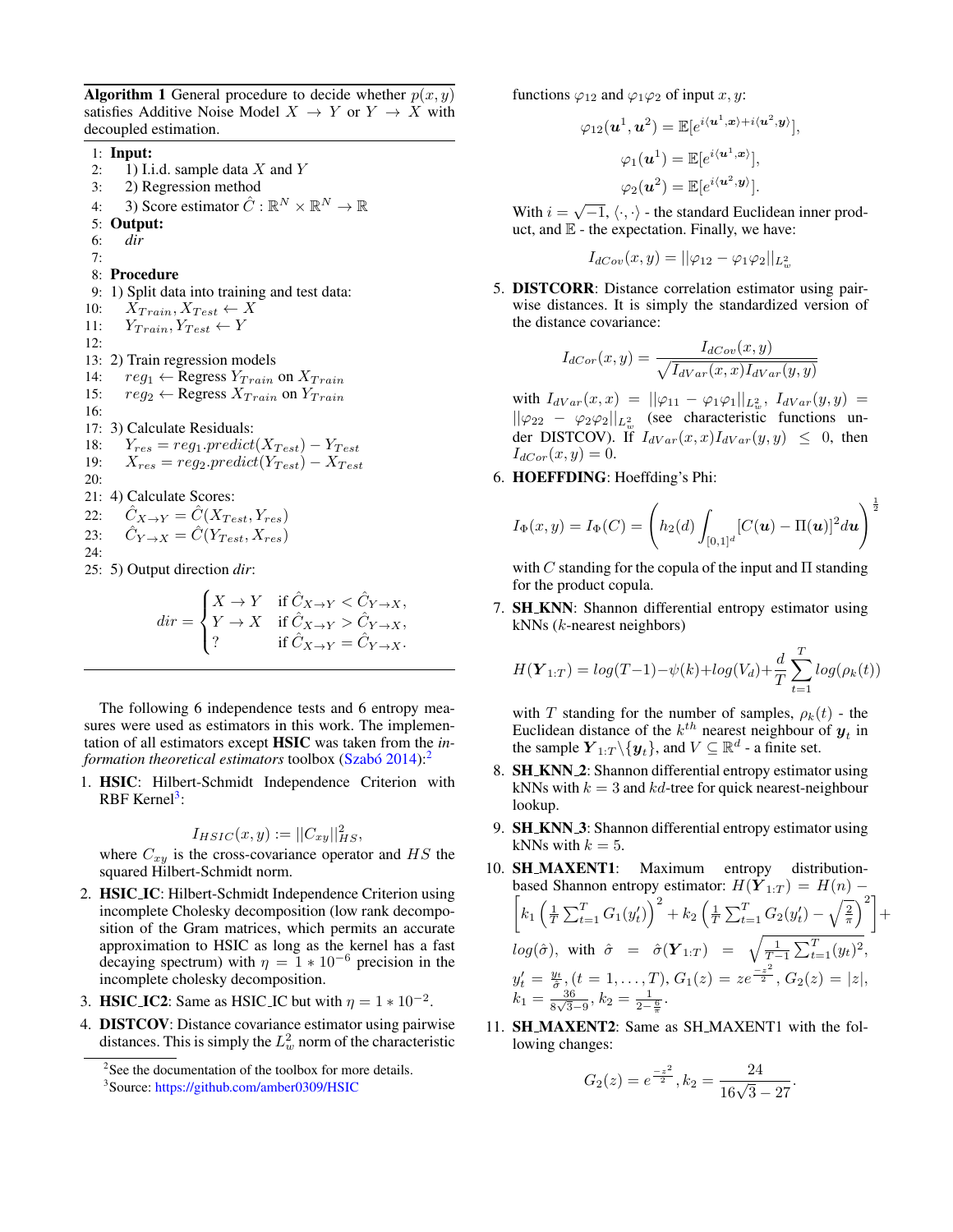**Algorithm 1** General procedure to decide whether $p(x, y)$ satisfies Additive Noise Model $X \rightarrow Y$ or $Y \rightarrow X$ with decoupled estimation.

```
1:  Input:
2:    1) I.i.d. sample data X and Y
3:    2) Regression method
4:    3) Score estimator Ĉ : ℝ^N × ℝ^N → ℝ
5:  Output:
6:    dir
7:
8:  Procedure
9:  1) Split data into training and test data:
10:     X_Train, X_Test ← X
11:     Y_Train, Y_Test ← Y
12:
13: 2) Train regression models
14:     reg1 ← Regress Y_Train on X_Train
15:     reg2 ← Regress X_Train on Y_Train
16:
17: 3) Calculate Residuals:
18:     Y_res = reg1.predict(X_Test) − Y_Test
19:     X_res = reg2.predict(Y_Test) − X_Test
20:
21: 4) Calculate Scores:
22:     Ĉ_{X→Y} = Ĉ(X_Test, Y_res)
23:     Ĉ_{Y→X} = Ĉ(Y_Test, X_res)
24:
25: 5) Output direction dir:
```

$$dir = \begin{cases} X \rightarrow Y & \text{if } \hat{C}_{X\rightarrow Y} < \hat{C}_{Y\rightarrow X}, \\ Y \rightarrow X & \text{if } \hat{C}_{X\rightarrow Y} > \hat{C}_{Y\rightarrow X}, \\ ? & \text{if } \hat{C}_{X\rightarrow Y} = \hat{C}_{Y\rightarrow X}. \end{cases}$$

The following 6 independence tests and 6 entropy measures were used as estimators in this work. The implementation of all estimators except **HSIC** was taken from the *information theoretical estimators* toolbox (Szabó 2014):[2]

1. **HSIC**: Hilbert-Schmidt Independence Criterion with RBF Kernel[3]:
$$I_{HSIC}(x, y) := ||C_{xy}||^2_{HS},$$
where $C_{xy}$ is the cross-covariance operator and $HS$ the squared Hilbert-Schmidt norm.
2. **HSIC_IC**: Hilbert-Schmidt Independence Criterion using incomplete Cholesky decomposition (low rank decomposition of the Gram matrices, which permits an accurate approximation to HSIC as long as the kernel has a fast decaying spectrum) with $\eta = 1 * 10^{-6}$ precision in the incomplete cholesky decomposition.
3. **HSIC_IC2**: Same as HSIC_IC but with $\eta = 1 * 10^{-2}$.
4. **DISTCOV**: Distance covariance estimator using pairwise distances. This is simply the $L^2_w$ norm of the characteristic functions $\varphi_{12}$ and $\varphi_1\varphi_2$ of input $x, y$:
$$\varphi_{12}(\boldsymbol{u}^1, \boldsymbol{u}^2) = \mathbb{E}[e^{i\langle \boldsymbol{u}^1, \boldsymbol{x}\rangle + i\langle \boldsymbol{u}^2, \boldsymbol{y}\rangle}],$$
$$\varphi_1(\boldsymbol{u}^1) = \mathbb{E}[e^{i\langle \boldsymbol{u}^1, \boldsymbol{x}\rangle}],$$
$$\varphi_2(\boldsymbol{u}^2) = \mathbb{E}[e^{i\langle \boldsymbol{u}^2, \boldsymbol{y}\rangle}].$$
With $i = \sqrt{-1}$, $\langle \cdot, \cdot \rangle$ - the standard Euclidean inner product, and $\mathbb{E}$ - the expectation. Finally, we have:
$$I_{dCov}(x, y) = ||\varphi_{12} - \varphi_1\varphi_2||_{L^2_w}$$
5. **DISTCORR**: Distance correlation estimator using pairwise distances. It is simply the standardized version of the distance covariance:
$$I_{dCor}(x, y) = \frac{I_{dCov}(x, y)}{\sqrt{I_{dVar}(x, x) I_{dVar}(y, y)}}$$
with $I_{dVar}(x, x) = ||\varphi_{11} - \varphi_1\varphi_1||_{L^2_w}$, $I_{dVar}(y, y) = ||\varphi_{22} - \varphi_2\varphi_2||_{L^2_w}$ (see characteristic functions under DISTCOV). If $I_{dVar}(x, x) I_{dVar}(y, y) \leq 0$, then $I_{dCor}(x, y) = 0$.
6. **HOEFFDING**: Hoeffding's Phi:
$$I_\Phi(x, y) = I_\Phi(C) = \left( h_2(d) \int_{[0,1]^d} [C(\boldsymbol{u}) - \Pi(\boldsymbol{u})]^2 d\boldsymbol{u} \right)^{\frac{1}{2}}$$
with $C$ standing for the copula of the input and $\Pi$ standing for the product copula.
7. **SH_KNN**: Shannon differential entropy estimator using kNNs ($k$-nearest neighbors)
$$H(\boldsymbol{Y}_{1:T}) = log(T-1) - \psi(k) + log(V_d) + \frac{d}{T} \sum_{t=1}^{T} log(\rho_k(t))$$
with $T$ standing for the number of samples, $\rho_k(t)$ - the Euclidean distance of the $k^{th}$ nearest neighbour of $\boldsymbol{y}_t$ in the sample $\boldsymbol{Y}_{1:T} \backslash \{\boldsymbol{y}_t\}$, and $V \subseteq \mathbb{R}^d$ - a finite set.
8. **SH_KNN_2**: Shannon differential entropy estimator using kNNs with $k = 3$ and $kd$-tree for quick nearest-neighbour lookup.
9. **SH_KNN_3**: Shannon differential entropy estimator using kNNs with $k = 5$.
10. **SH_MAXENT1**: Maximum entropy distribution-based Shannon entropy estimator: $H(\boldsymbol{Y}_{1:T}) = H(n) - \left[ k_1 \left( \frac{1}{T} \sum_{t=1}^{T} G_1(y'_t) \right)^2 + k_2 \left( \frac{1}{T} \sum_{t=1}^{T} G_2(y'_t) - \sqrt{\frac{2}{\pi}} \right)^2 \right] + log(\hat{\sigma})$, with $\hat{\sigma} = \hat{\sigma}(\boldsymbol{Y}_{1:T}) = \sqrt{\frac{1}{T-1} \sum_{t=1}^{T} (y_t)^2}$, $y'_t = \frac{y_t}{\hat{\sigma}}, (t = 1, \ldots, T)$, $G_1(z) = ze^{\frac{-z^2}{2}}$, $G_2(z) = |z|$, $k_1 = \frac{36}{8\sqrt{3} - 9}$, $k_2 = \frac{1}{2 - \frac{6}{\pi}}$.
11. **SH_MAXENT2**: Same as SH_MAXENT1 with the following changes:
$$G_2(z) = e^{\frac{-z^2}{2}}, k_2 = \frac{24}{16\sqrt{3} - 27}.$$

[2] See the documentation of the toolbox for more details.

[3] Source: https://github.com/amber0309/HSIC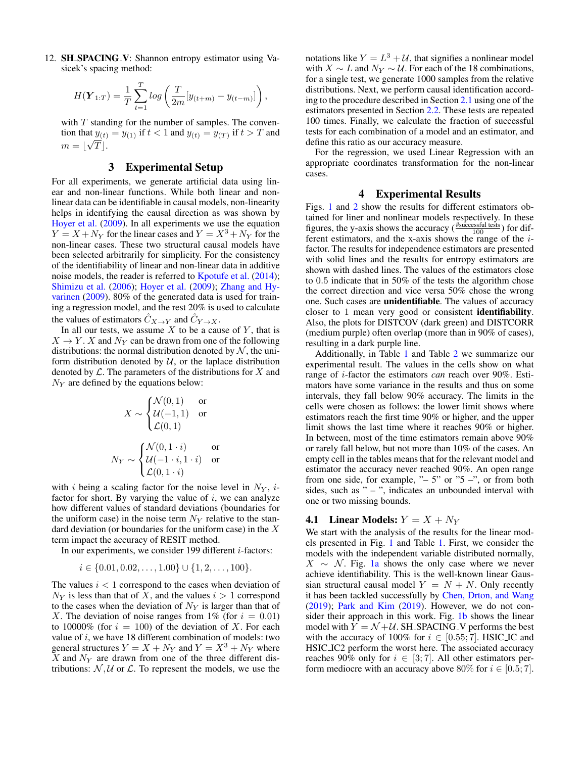12. **SH_SPACING_V**: Shannon entropy estimator using Vasicek's spacing method:

$$H(\boldsymbol{Y}_{1:T}) = \frac{1}{T}\sum_{t=1}^{T} log\left(\frac{T}{2m}[y_{(t+m)} - y_{(t-m)}]\right),$$

with $T$ standing for the number of samples. The convention that $y_{(t)} = y_{(1)}$ if $t < 1$ and $y_{(t)} = y_{(T)}$ if $t > T$ and $m = \lfloor\sqrt{T}\rceil$.

## 3 Experimental Setup

For all experiments, we generate artificial data using linear and non-linear functions. While both linear and non-linear data can be identifiable in causal models, non-linearity helps in identifying the causal direction as was shown by Hoyer et al. (2009). In all experiments we use the equation $Y = X + N_Y$ for the linear cases and $Y = X^3 + N_Y$ for the non-linear cases. These two structural causal models have been selected arbitrarily for simplicity. For the consistency of the identifiability of linear and non-linear data in additive noise models, the reader is referred to Kpotufe et al. (2014); Shimizu et al. (2006); Hoyer et al. (2009); Zhang and Hyvarinen (2009). 80% of the generated data is used for training a regression model, and the rest 20% is used to calculate the values of estimators $\hat{C}_{X\to Y}$ and $\hat{C}_{Y\to X}$.

In all our tests, we assume $X$ to be a cause of $Y$, that is $X \to Y$. $X$ and $N_Y$ can be drawn from one of the following distributions: the normal distribution denoted by $\mathcal{N}$, the uniform distribution denoted by $\mathcal{U}$, or the laplace distribution denoted by $\mathcal{L}$. The parameters of the distributions for $X$ and $N_Y$ are defined by the equations below:

$$X \sim \begin{cases} \mathcal{N}(0,1) & \text{or} \\ \mathcal{U}(-1,1) & \text{or} \\ \mathcal{L}(0,1) \end{cases}$$

$$N_Y \sim \begin{cases} \mathcal{N}(0, 1\cdot i) & \text{or} \\ \mathcal{U}(-1\cdot i, 1\cdot i) & \text{or} \\ \mathcal{L}(0, 1\cdot i) \end{cases}$$

with $i$ being a scaling factor for the noise level in $N_Y$, $i$-factor for short. By varying the value of $i$, we can analyze how different values of standard deviations (boundaries for the uniform case) in the noise term $N_Y$ relative to the standard deviation (or boundaries for the uniform case) in the $X$ term impact the accuracy of RESIT method.

In our experiments, we consider 199 different $i$-factors:

$$i \in \{0.01, 0.02, \ldots, 1.00\} \cup \{1, 2, \ldots, 100\}.$$

The values $i < 1$ correspond to the cases when deviation of $N_Y$ is less than that of $X$, and the values $i > 1$ correspond to the cases when the deviation of $N_Y$ is larger than that of $X$. The deviation of noise ranges from 1% (for $i = 0.01$) to 10000% (for $i = 100$) of the deviation of $X$. For each value of $i$, we have 18 different combination of models: two general structures $Y = X + N_Y$ and $Y = X^3 + N_Y$ where $X$ and $N_Y$ are drawn from one of the three different distributions: $\mathcal{N}$, $\mathcal{U}$ or $\mathcal{L}$. To represent the models, we use the notations like $Y = L^3 + \mathcal{U}$, that signifies a nonlinear model with $X \sim L$ and $N_Y \sim \mathcal{U}$. For each of the 18 combinations, for a single test, we generate 1000 samples from the relative distributions. Next, we perform causal identification according to the procedure described in Section 2.1 using one of the estimators presented in Section 2.2. These tests are repeated 100 times. Finally, we calculate the fraction of successful tests for each combination of a model and an estimator, and define this ratio as our accuracy measure.

For the regression, we used Linear Regression with an appropriate coordinates transformation for the non-linear cases.

## 4 Experimental Results

Figs. 1 and 2 show the results for different estimators obtained for liner and nonlinear models respectively. In these figures, the y-axis shows the accuracy ($\frac{\#\text{successful tests}}{100}$) for different estimators, and the x-axis shows the range of the $i$-factor. The results for independence estimators are presented with solid lines and the results for entropy estimators are shown with dashed lines. The values of the estimators close to 0.5 indicate that in 50% of the tests the algorithm chose the correct direction and vice versa 50% chose the wrong one. Such cases are **unidentifiable**. The values of accuracy closer to 1 mean very good or consistent **identifiability**. Also, the plots for DISTCOV (dark green) and DISTCORR (medium purple) often overlap (more than in 90% of cases), resulting in a dark purple line.

Additionally, in Table 1 and Table 2 we summarize our experimental result. The values in the cells show on what range of $i$-factor the estimators *can* reach over 90%. Estimators have some variance in the results and thus on some intervals, they fall below 90% accuracy. The limits in the cells were chosen as follows: the lower limit shows where estimators reach the first time 90% or higher, and the upper limit shows the last time where it reaches 90% or higher. In between, most of the time estimators remain above 90% or rarely fall below, but not more than 10% of the cases. An empty cell in the tables means that for the relevant model and estimator the accuracy never reached 90%. An open range from one side, for example, "– 5" or "5 –", or from both sides, such as " – ", indicates an unbounded interval with one or two missing bounds.

### 4.1 Linear Models: $Y = X + N_Y$

We start with the analysis of the results for the linear models presented in Fig. 1 and Table 1. First, we consider the models with the independent variable distributed normally, $X \sim \mathcal{N}$. Fig. 1a shows the only case where we never achieve identifiability. This is the well-known linear Gaussian structural causal model $Y = N + N$. Only recently it has been tackled successfully by Chen, Drton, and Wang (2019); Park and Kim (2019). However, we do not consider their approach in this work. Fig. 1b shows the linear model with $Y = \mathcal{N} + \mathcal{U}$. SH_SPACING_V performs the best with the accuracy of 100% for $i \in [0.55; 7]$. HSIC_IC and HSIC_IC2 perform the worst here. The associated accuracy reaches 90% only for $i \in [3; 7]$. All other estimators perform mediocre with an accuracy above 80% for $i \in [0.5; 7]$.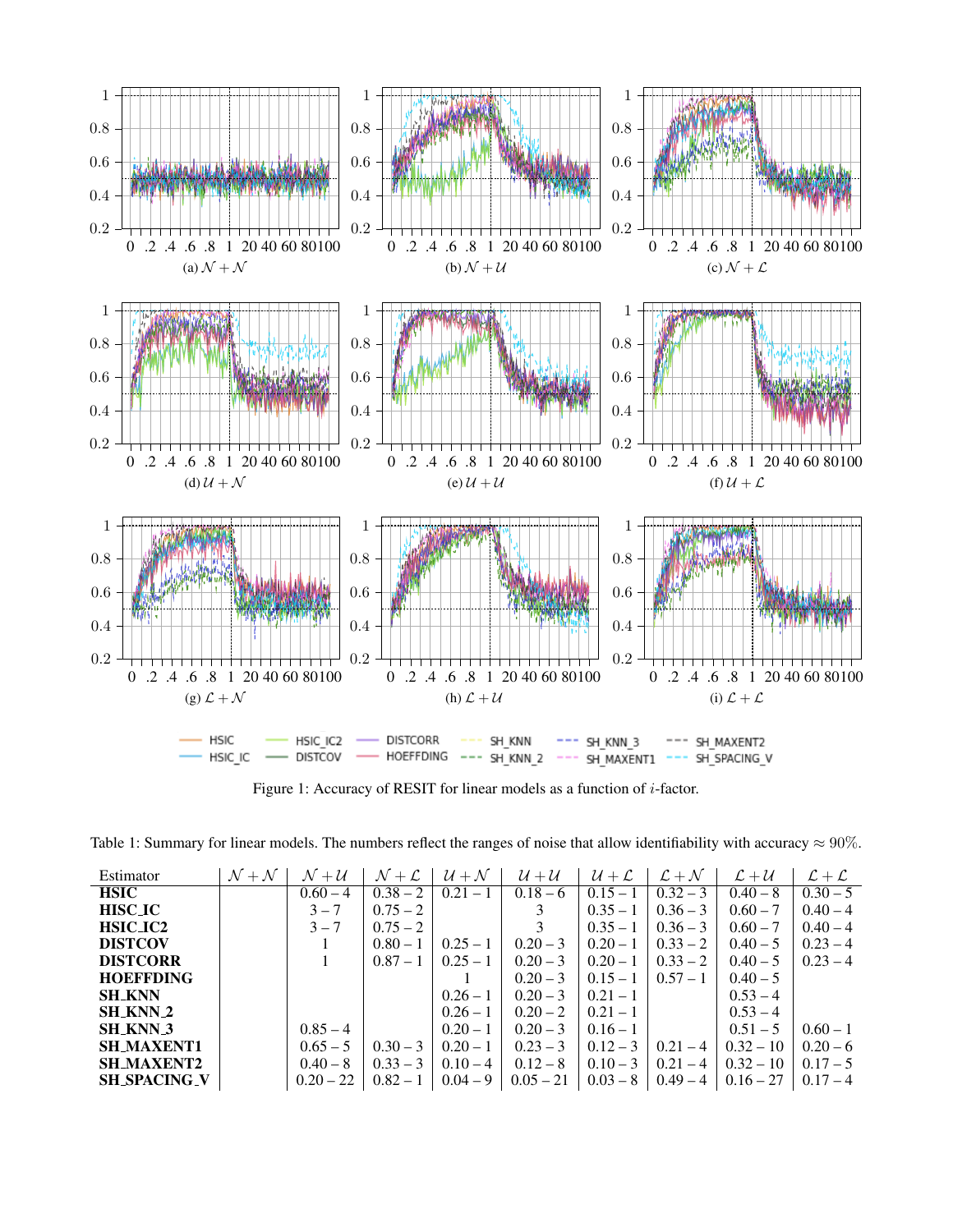(a) $\mathcal{N}+\mathcal{N}$ (b) $\mathcal{N}+\mathcal{U}$ (c) $\mathcal{N}+\mathcal{L}$

(d) $\mathcal{U}+\mathcal{N}$ (e) $\mathcal{U}+\mathcal{U}$ (f) $\mathcal{U}+\mathcal{L}$

(g) $\mathcal{L}+\mathcal{N}$ (h) $\mathcal{L}+\mathcal{U}$ (i) $\mathcal{L}+\mathcal{L}$

Figure 1: Accuracy of RESIT for linear models as a function of $i$-factor.

Table 1: Summary for linear models. The numbers reflect the ranges of noise that allow identifiability with accuracy $\approx 90\%$.

| Estimator | $\mathcal{N}+\mathcal{N}$ | $\mathcal{N}+\mathcal{U}$ | $\mathcal{N}+\mathcal{L}$ | $\mathcal{U}+\mathcal{N}$ | $\mathcal{U}+\mathcal{U}$ | $\mathcal{U}+\mathcal{L}$ | $\mathcal{L}+\mathcal{N}$ | $\mathcal{L}+\mathcal{U}$ | $\mathcal{L}+\mathcal{L}$ |
|---|---|---|---|---|---|---|---|---|---|
| **HSIC** | | 0.60 – 4 | 0.38 – 2 | 0.21 – 1 | 0.18 – 6 | 0.15 – 1 | 0.32 – 3 | 0.40 – 8 | 0.30 – 5 |
| **HISC_IC** | | 3 – 7 | 0.75 – 2 | | 3 | 0.35 – 1 | 0.36 – 3 | 0.60 – 7 | 0.40 – 4 |
| **HISC_IC2** | | 3 – 7 | 0.75 – 2 | | 3 | 0.35 – 1 | 0.36 – 3 | 0.60 – 7 | 0.40 – 4 |
| **DISTCOV** | | 1 | 0.80 – 1 | 0.25 – 1 | 0.20 – 3 | 0.20 – 1 | 0.33 – 2 | 0.40 – 5 | 0.23 – 4 |
| **DISTCORR** | | 1 | 0.87 – 1 | 0.25 – 1 | 0.20 – 3 | 0.20 – 1 | 0.33 – 2 | 0.40 – 5 | 0.23 – 4 |
| **HOEFFDING** | | | | 1 | 0.20 – 3 | 0.15 – 1 | 0.57 – 1 | 0.40 – 5 | |
| **SH_KNN** | | | | 0.26 – 1 | 0.20 – 3 | 0.21 – 1 | | 0.53 – 4 | |
| **SH_KNN_2** | | | | 0.26 – 1 | 0.20 – 2 | 0.21 – 1 | | 0.53 – 4 | |
| **SH_KNN_3** | | 0.85 – 4 | | 0.20 – 1 | 0.20 – 3 | 0.16 – 1 | | 0.51 – 5 | 0.60 – 1 |
| **SH_MAXENT1** | | 0.65 – 5 | 0.30 – 3 | 0.20 – 1 | 0.23 – 3 | 0.12 – 3 | 0.21 – 4 | 0.32 – 10 | 0.20 – 6 |
| **SH_MAXENT2** | | 0.40 – 8 | 0.33 – 3 | 0.10 – 4 | 0.12 – 8 | 0.10 – 3 | 0.21 – 4 | 0.32 – 10 | 0.17 – 5 |
| **SH_SPACING_V** | | 0.20 – 22 | 0.82 – 1 | 0.04 – 9 | 0.05 – 21 | 0.03 – 8 | 0.49 – 4 | 0.16 – 27 | 0.17 – 5 |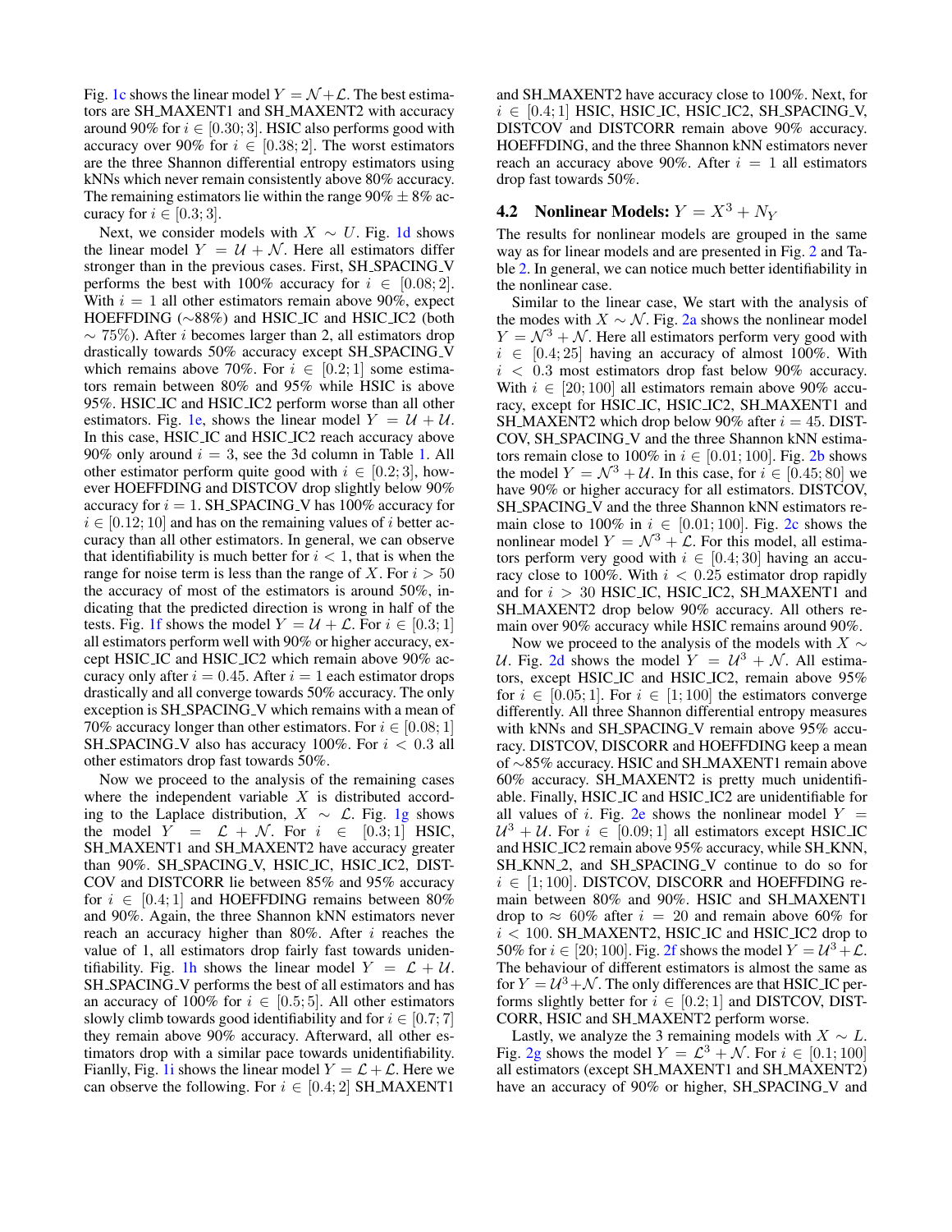Fig. 1c shows the linear model $Y = \mathcal{N} + \mathcal{L}$. The best estimators are SH_MAXENT1 and SH_MAXENT2 with accuracy around 90% for $i \in [0.30; 3]$. HSIC also performs good with accuracy over 90% for $i \in [0.38; 2]$. The worst estimators are the three Shannon differential entropy estimators using kNNs which never remain consistently above 80% accuracy. The remaining estimators lie within the range 90% $\pm$ 8% accuracy for $i \in [0.3; 3]$.

Next, we consider models with $X \sim U$. Fig. 1d shows the linear model $Y = \mathcal{U} + \mathcal{N}$. Here all estimators differ stronger than in the previous cases. First, SH_SPACING_V performs the best with 100% accuracy for $i \in [0.08; 2]$. With $i = 1$ all other estimators remain above 90%, expect HOEFFDING ($\sim$88%) and HSIC_IC and HSIC_IC2 (both $\sim$ 75%). After $i$ becomes larger than 2, all estimators drop drastically towards 50% accuracy except SH_SPACING_V which remains above 70%. For $i \in [0.2; 1]$ some estimators remain between 80% and 95% while HSIC is above 95%. HSIC_IC and HSIC_IC2 perform worse than all other estimators. Fig. 1e, shows the linear model $Y = \mathcal{U} + \mathcal{U}$. In this case, HSIC_IC and HSIC_IC2 reach accuracy above 90% only around $i = 3$, see the 3d column in Table 1. All other estimator perform quite good with $i \in [0.2; 3]$, however HOEFFDING and DISTCOV drop slightly below 90% accuracy for $i = 1$. SH_SPACING_V has 100% accuracy for $i \in [0.12; 10]$ and has on the remaining values of $i$ better accuracy than all other estimators. In general, we can observe that identifiability is much better for $i < 1$, that is when the range for noise term is less than the range of $X$. For $i > 50$ the accuracy of most of the estimators is around 50%, indicating that the predicted direction is wrong in half of the tests. Fig. 1f shows the model $Y = \mathcal{U} + \mathcal{L}$. For $i \in [0.3; 1]$ all estimators perform well with 90% or higher accuracy, except HSIC_IC and HSIC_IC2 which remain above 90% accuracy only after $i = 0.45$. After $i = 1$ each estimator drops drastically and all converge towards 50% accuracy. The only exception is SH_SPACING_V which remains with a mean of 70% accuracy longer than other estimators. For $i \in [0.08; 1]$ SH_SPACING_V also has accuracy 100%. For $i < 0.3$ all other estimators drop fast towards 50%.

Now we proceed to the analysis of the remaining cases where the independent variable $X$ is distributed according to the Laplace distribution, $X \sim \mathcal{L}$. Fig. 1g shows the model $Y = \mathcal{L} + \mathcal{N}$. For $i \in [0.3; 1]$ HSIC, SH_MAXENT1 and SH_MAXENT2 have accuracy greater than 90%. SH_SPACING_V, HSIC_IC, HSIC_IC2, DISTCOV and DISTCORR lie between 85% and 95% accuracy for $i \in [0.4; 1]$ and HOEFFDING remains between 80% and 90%. Again, the three Shannon kNN estimators never reach an accuracy higher than 80%. After $i$ reaches the value of 1, all estimators drop fairly fast towards unidentifiability. Fig. 1h shows the linear model $Y = \mathcal{L} + \mathcal{U}$. SH_SPACING_V performs the best of all estimators and has an accuracy of 100% for $i \in [0.5; 5]$. All other estimators slowly climb towards good identifiability and for $i \in [0.7; 7]$ they remain above 90% accuracy. Afterward, all other estimators drop with a similar pace towards unidentifiability. Fianlly, Fig. 1i shows the linear model $Y = \mathcal{L} + \mathcal{L}$. Here we can observe the following. For $i \in [0.4; 2]$ SH_MAXENT1 and SH_MAXENT2 have accuracy close to 100%. Next, for $i \in [0.4; 1]$ HSIC, HSIC_IC, HSIC_IC2, SH_SPACING_V, DISTCOV and DISTCORR remain above 90% accuracy. HOEFFDING, and the three Shannon kNN estimators never reach an accuracy above 90%. After $i = 1$ all estimators drop fast towards 50%.

## 4.2 Nonlinear Models: $Y = X^3 + N_Y$

The results for nonlinear models are grouped in the same way as for linear models and are presented in Fig. 2 and Table 2. In general, we can notice much better identifiability in the nonlinear case.

Similar to the linear case, We start with the analysis of the modes with $X \sim \mathcal{N}$. Fig. 2a shows the nonlinear model $Y = \mathcal{N}^3 + \mathcal{N}$. Here all estimators perform very good with $i \in [0.4; 25]$ having an accuracy of almost 100%. With $i < 0.3$ most estimators drop fast below 90% accuracy. With $i \in [20; 100]$ all estimators remain above 90% accuracy, except for HSIC_IC, HSIC_IC2, SH_MAXENT1 and SH_MAXENT2 which drop below 90% after $i = 45$. DISTCOV, SH_SPACING_V and the three Shannon kNN estimators remain close to 100% in $i \in [0.01; 100]$. Fig. 2b shows the model $Y = \mathcal{N}^3 + \mathcal{U}$. In this case, for $i \in [0.45; 80]$ we have 90% or higher accuracy for all estimators. DISTCOV, SH_SPACING_V and the three Shannon kNN estimators remain close to 100% in $i \in [0.01; 100]$. Fig. 2c shows the nonlinear model $Y = \mathcal{N}^3 + \mathcal{L}$. For this model, all estimators perform very good with $i \in [0.4; 30]$ having an accuracy close to 100%. With $i < 0.25$ estimator drop rapidly and for $i > 30$ HSIC_IC, HSIC_IC2, SH_MAXENT1 and SH_MAXENT2 drop below 90% accuracy. All others remain over 90% accuracy while HSIC remains around 90%.

Now we proceed to the analysis of the models with $X \sim \mathcal{U}$. Fig. 2d shows the model $Y = \mathcal{U}^3 + \mathcal{N}$. All estimators, except HSIC_IC and HSIC_IC2, remain above 95% for $i \in [0.05; 1]$. For $i \in [1; 100]$ the estimators converge differently. All three Shannon differential entropy measures with kNNs and SH_SPACING_V remain above 95% accuracy. DISTCOV, DISCORR and HOEFFDING keep a mean of $\sim$85% accuracy. HSIC and SH_MAXENT1 remain above 60% accuracy. SH_MAXENT2 is pretty much unidentifiable. Finally, HSIC_IC and HSIC_IC2 are unidentifiable for all values of $i$. Fig. 2e shows the nonlinear model $Y = \mathcal{U}^3 + \mathcal{U}$. For $i \in [0.09; 1]$ all estimators except HSIC_IC and HSIC_IC2 remain above 95% accuracy, while SH_KNN, SH_KNN_2, and SH_SPACING_V continue to do so for $i \in [1; 100]$. DISTCOV, DISCORR and HOEFFDING remain between 80% and 90%. HSIC and SH_MAXENT1 drop to $\approx$ 60% after $i = 20$ and remain above 60% for $i < 100$. SH_MAXENT2, HSIC_IC and HSIC_IC2 drop to 50% for $i \in [20; 100]$. Fig. 2f shows the model $Y = \mathcal{U}^3 + \mathcal{L}$. The behaviour of different estimators is almost the same as for $Y = \mathcal{U}^3 + \mathcal{N}$. The only differences are that HSIC_IC performs slightly better for $i \in [0.2; 1]$ and DISTCOV, DISTCORR, HSIC and SH_MAXENT2 perform worse.

Lastly, we analyze the 3 remaining models with $X \sim L$. Fig. 2g shows the model $Y = \mathcal{L}^3 + \mathcal{N}$. For $i \in [0.1; 100]$ all estimators (except SH_MAXENT1 and SH_MAXENT2) have an accuracy of 90% or higher, SH_SPACING_V and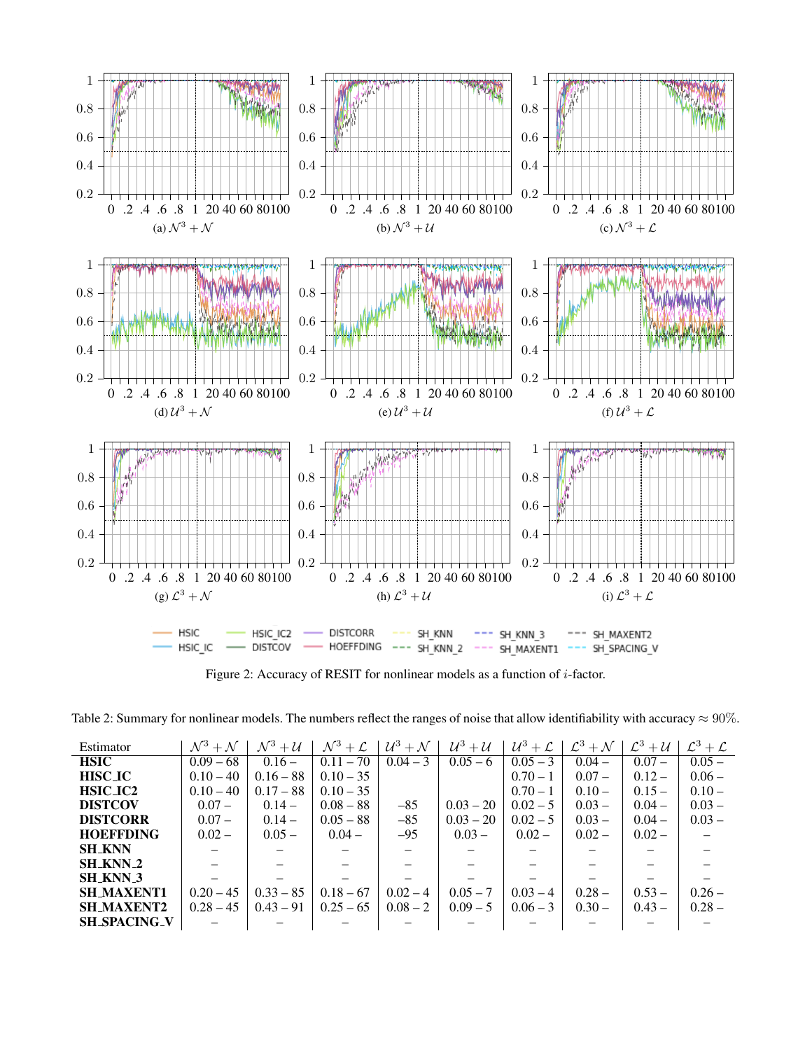Figure 2: Accuracy of RESIT for nonlinear models as a function of $i$-factor.

Table 2: Summary for nonlinear models. The numbers reflect the ranges of noise that allow identifiability with accuracy $\approx 90\%$.

| Estimator | $\mathcal{N}^3 + \mathcal{N}$ | $\mathcal{N}^3 + \mathcal{U}$ | $\mathcal{N}^3 + \mathcal{L}$ | $\mathcal{U}^3 + \mathcal{N}$ | $\mathcal{U}^3 + \mathcal{U}$ | $\mathcal{U}^3 + \mathcal{L}$ | $\mathcal{L}^3 + \mathcal{N}$ | $\mathcal{L}^3 + \mathcal{U}$ | $\mathcal{L}^3 + \mathcal{L}$ |
|---|---|---|---|---|---|---|---|---|---|
| **HSIC** | 0.09 – 68 | 0.16 – | 0.11 – 70 | 0.04 – 3 | 0.05 – 6 | 0.05 – 3 | 0.04 – | 0.07 – | 0.05 – |
| **HISC_IC** | 0.10 – 40 | 0.16 – 88 | 0.10 – 35 | | | 0.70 – 1 | 0.07 – | 0.12 – | 0.06 – |
| **HSIC_IC2** | 0.10 – 40 | 0.17 – 88 | 0.10 – 35 | | | 0.70 – 1 | 0.10 – | 0.15 – | 0.10 – |
| **DISTCOV** | 0.07 – | 0.14 – | 0.08 – 88 | –85 | 0.03 – 20 | 0.02 – 5 | 0.03 – | 0.04 – | 0.03 – |
| **DISTCORR** | 0.07 – | 0.14 – | 0.05 – 88 | –85 | 0.03 – 20 | 0.02 – 5 | 0.03 – | 0.04 – | 0.03 – |
| **HOEFFDING** | 0.02 – | 0.05 – | 0.04 – | –95 | 0.03 – | 0.02 – | 0.02 – | 0.02 – | – |
| **SH_KNN** | – | – | – | – | – | – | – | – | – |
| **SH_KNN_2** | – | – | – | – | – | – | – | – | – |
| **SH_KNN_3** | – | – | – | – | – | – | – | – | – |
| **SH_MAXENT1** | 0.20 – 45 | 0.33 – 85 | 0.18 – 67 | 0.02 – 4 | 0.05 – 7 | 0.03 – 4 | 0.28 – | 0.53 – | 0.26 – |
| **SH_MAXENT2** | 0.28 – 45 | 0.43 – 91 | 0.25 – 65 | 0.08 – 2 | 0.09 – 5 | 0.06 – 3 | 0.30 – | 0.43 – | 0.28 – |
| **SH_SPACING_V** | – | – | – | – | – | – | – | – | – |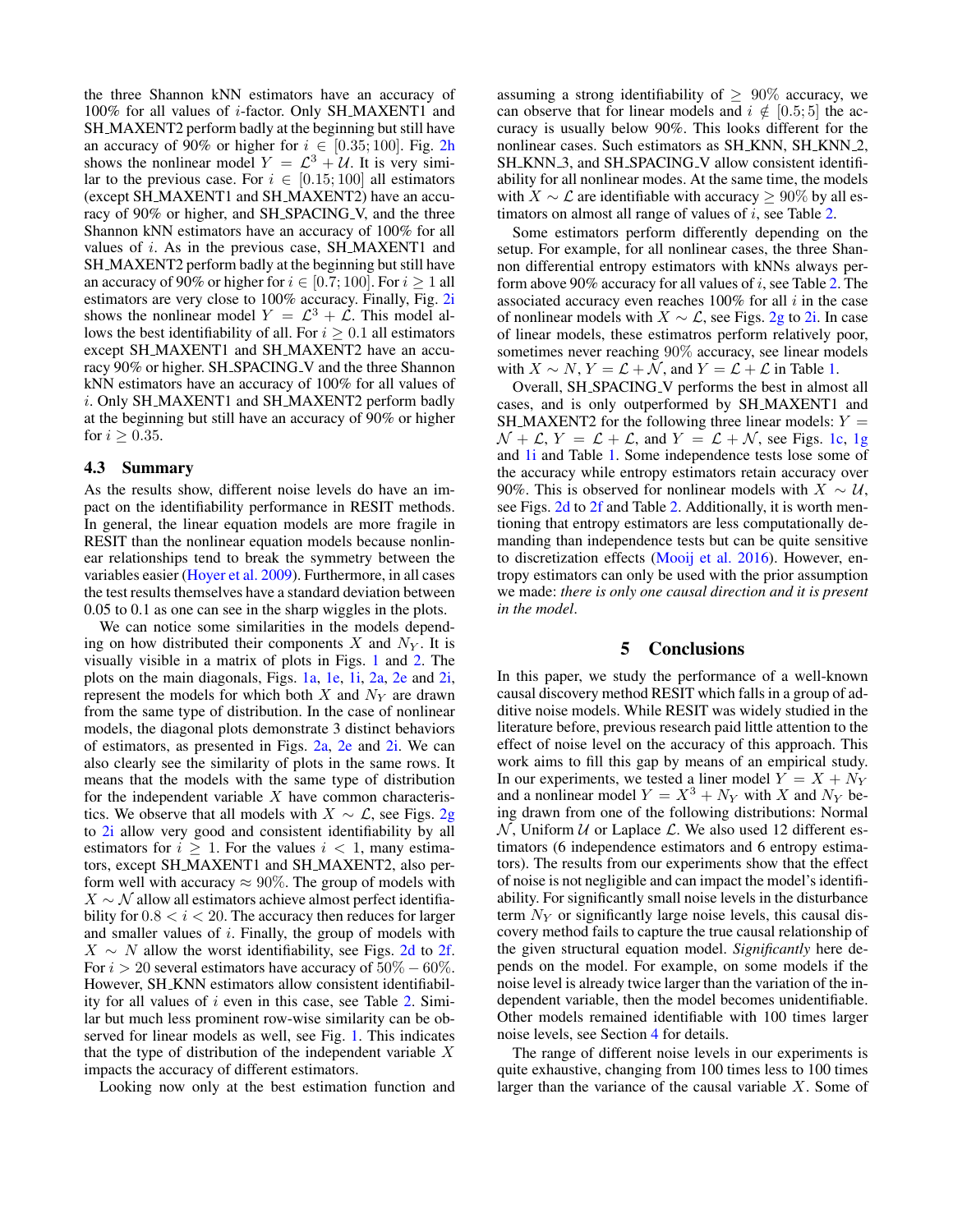the three Shannon kNN estimators have an accuracy of 100% for all values of $i$-factor. Only SH_MAXENT1 and SH_MAXENT2 perform badly at the beginning but still have an accuracy of 90% or higher for $i \in [0.35; 100]$. Fig. 2h shows the nonlinear model $Y = \mathcal{L}^3 + \mathcal{U}$. It is very similar to the previous case. For $i \in [0.15; 100]$ all estimators (except SH_MAXENT1 and SH_MAXENT2) have an accuracy of 90% or higher, and SH_SPACING_V, and the three Shannon kNN estimators have an accuracy of 100% for all values of $i$. As in the previous case, SH_MAXENT1 and SH_MAXENT2 perform badly at the beginning but still have an accuracy of 90% or higher for $i \in [0.7; 100]$. For $i \geq 1$ all estimators are very close to 100% accuracy. Finally, Fig. 2i shows the nonlinear model $Y = \mathcal{L}^3 + \mathcal{L}$. This model allows the best identifiability of all. For $i \geq 0.1$ all estimators except SH_MAXENT1 and SH_MAXENT2 have an accuracy 90% or higher. SH_SPACING_V and the three Shannon kNN estimators have an accuracy of 100% for all values of $i$. Only SH_MAXENT1 and SH_MAXENT2 perform badly at the beginning but still have an accuracy of 90% or higher for $i \geq 0.35$.

### 4.3 Summary

As the results show, different noise levels do have an impact on the identifiability performance in RESIT methods. In general, the linear equation models are more fragile in RESIT than the nonlinear equation models because nonlinear relationships tend to break the symmetry between the variables easier (Hoyer et al. 2009). Furthermore, in all cases the test results themselves have a standard deviation between 0.05 to 0.1 as one can see in the sharp wiggles in the plots.

We can notice some similarities in the models depending on how distributed their components $X$ and $N_Y$. It is visually visible in a matrix of plots in Figs. 1 and 2. The plots on the main diagonals, Figs. 1a, 1e, 1i, 2a, 2e and 2i, represent the models for which both $X$ and $N_Y$ are drawn from the same type of distribution. In the case of nonlinear models, the diagonal plots demonstrate 3 distinct behaviors of estimators, as presented in Figs. 2a, 2e and 2i. We can also clearly see the similarity of plots in the same rows. It means that the models with the same type of distribution for the independent variable $X$ have common characteristics. We observe that all models with $X \sim \mathcal{L}$, see Figs. 2g to 2i allow very good and consistent identifiability by all estimators for $i \geq 1$. For the values $i < 1$, many estimators, except SH_MAXENT1 and SH_MAXENT2, also perform well with accuracy $\approx 90\%$. The group of models with $X \sim \mathcal{N}$ allow all estimators achieve almost perfect identifiability for $0.8 < i < 20$. The accuracy then reduces for larger and smaller values of $i$. Finally, the group of models with $X \sim N$ allow the worst identifiability, see Figs. 2d to 2f. For $i > 20$ several estimators have accuracy of $50\% - 60\%$. However, SH_KNN estimators allow consistent identifiability for all values of $i$ even in this case, see Table 2. Similar but much less prominent row-wise similarity can be observed for linear models as well, see Fig. 1. This indicates that the type of distribution of the independent variable $X$ impacts the accuracy of different estimators.

Looking now only at the best estimation function and assuming a strong identifiability of $\geq 90\%$ accuracy, we can observe that for linear models and $i \notin [0.5; 5]$ the accuracy is usually below 90%. This looks different for the nonlinear cases. Such estimators as SH_KNN, SH_KNN_2, SH_KNN_3, and SH_SPACING_V allow consistent identifiability for all nonlinear modes. At the same time, the models with $X \sim \mathcal{L}$ are identifiable with accuracy $\geq 90\%$ by all estimators on almost all range of values of $i$, see Table 2.

Some estimators perform differently depending on the setup. For example, for all nonlinear cases, the three Shannon differential entropy estimators with kNNs always perform above 90% accuracy for all values of $i$, see Table 2. The associated accuracy even reaches 100% for all $i$ in the case of nonlinear models with $X \sim \mathcal{L}$, see Figs. 2g to 2i. In case of linear models, these estimatros perform relatively poor, sometimes never reaching 90% accuracy, see linear models with $X \sim N$, $Y = \mathcal{L} + \mathcal{N}$, and $Y = \mathcal{L} + \mathcal{L}$ in Table 1.

Overall, SH_SPACING_V performs the best in almost all cases, and is only outperformed by SH_MAXENT1 and SH_MAXENT2 for the following three linear models: $Y = \mathcal{N} + \mathcal{L}$, $Y = \mathcal{L} + \mathcal{L}$, and $Y = \mathcal{L} + \mathcal{N}$, see Figs. 1c, 1g and 1i and Table 1. Some independence tests lose some of the accuracy while entropy estimators retain accuracy over 90%. This is observed for nonlinear models with $X \sim \mathcal{U}$, see Figs. 2d to 2f and Table 2. Additionally, it is worth mentioning that entropy estimators are less computationally demanding than independence tests but can be quite sensitive to discretization effects (Mooij et al. 2016). Moreover, entropy estimators can only be used with the prior assumption we made: *there is only one causal direction and it is present in the model*.

## 5 Conclusions

In this paper, we study the performance of a well-known causal discovery method RESIT which falls in a group of additive noise models. While RESIT was widely studied in the literature before, previous research paid little attention to the effect of noise level on the accuracy of this approach. This work aims to fill this gap by means of an empirical study. In our experiments, we tested a liner model $Y = X + N_Y$ and a nonlinear model $Y = X^3 + N_Y$ with $X$ and $N_Y$ being drawn from one of the following distributions: Normal $\mathcal{N}$, Uniform $\mathcal{U}$ or Laplace $\mathcal{L}$. We also used 12 different estimators (6 independence estimators and 6 entropy estimators). The results from our experiments show that the effect of noise is not negligible and can impact the model's identifiability. For significantly small noise levels in the disturbance term $N_Y$ or significantly large noise levels, this causal discovery method fails to capture the true causal relationship of the given structural equation model. *Significantly* here depends on the model. For example, on some models if the noise level is already twice larger than the variation of the independent variable, then the model becomes unidentifiable. Other models remained identifiable with 100 times larger noise levels, see Section 4 for details.

The range of different noise levels in our experiments is quite exhaustive, changing from 100 times less to 100 times larger than the variance of the causal variable $X$. Some of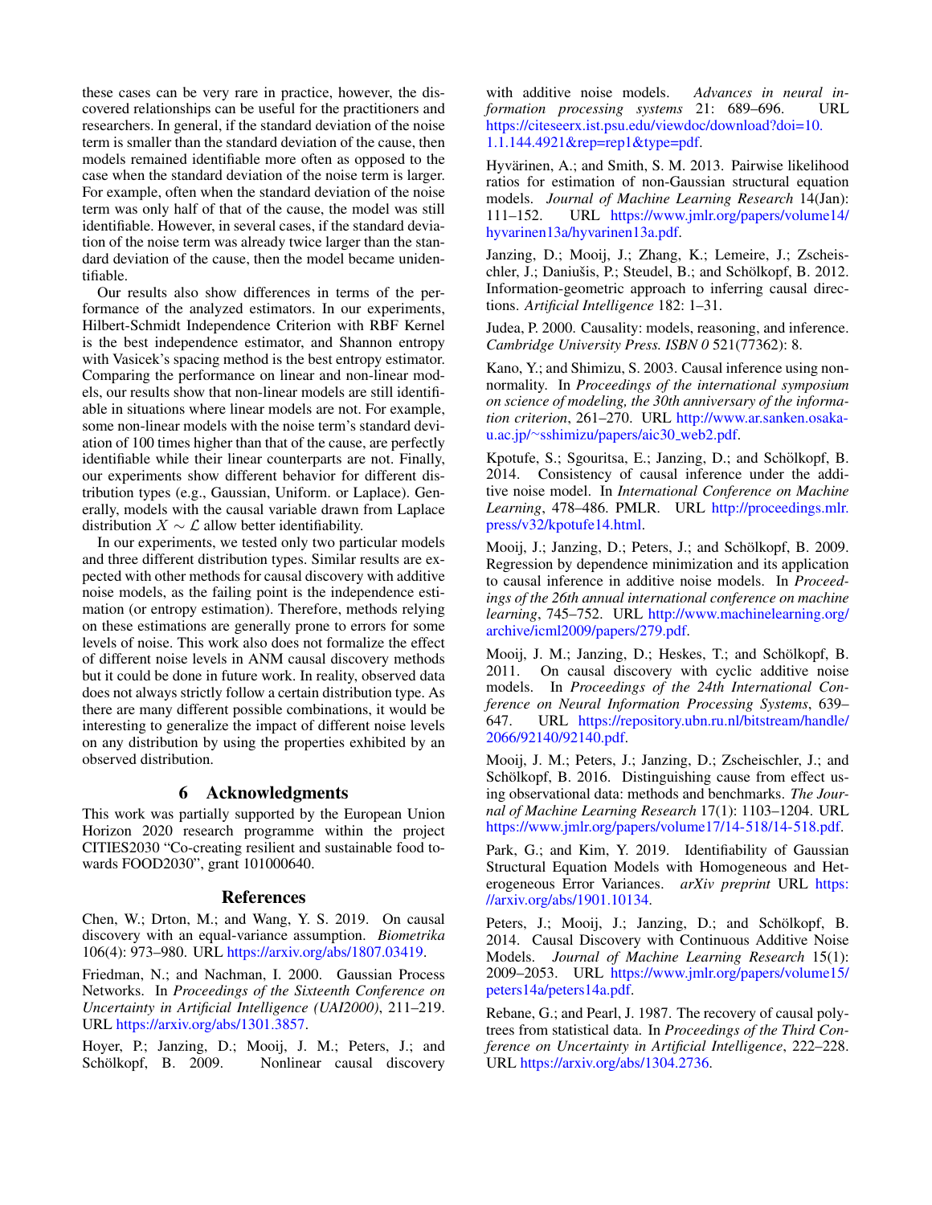these cases can be very rare in practice, however, the discovered relationships can be useful for the practitioners and researchers. In general, if the standard deviation of the noise term is smaller than the standard deviation of the cause, then models remained identifiable more often as opposed to the case when the standard deviation of the noise term is larger. For example, often when the standard deviation of the noise term was only half of that of the cause, the model was still identifiable. However, in several cases, if the standard deviation of the noise term was already twice larger than the standard deviation of the cause, then the model became unidentifiable.

Our results also show differences in terms of the performance of the analyzed estimators. In our experiments, Hilbert-Schmidt Independence Criterion with RBF Kernel is the best independence estimator, and Shannon entropy with Vasicek's spacing method is the best entropy estimator. Comparing the performance on linear and non-linear models, our results show that non-linear models are still identifiable in situations where linear models are not. For example, some non-linear models with the noise term's standard deviation of 100 times higher than that of the cause, are perfectly identifiable while their linear counterparts are not. Finally, our experiments show different behavior for different distribution types (e.g., Gaussian, Uniform. or Laplace). Generally, models with the causal variable drawn from Laplace distribution $X \sim \mathcal{L}$ allow better identifiability.

In our experiments, we tested only two particular models and three different distribution types. Similar results are expected with other methods for causal discovery with additive noise models, as the failing point is the independence estimation (or entropy estimation). Therefore, methods relying on these estimations are generally prone to errors for some levels of noise. This work also does not formalize the effect of different noise levels in ANM causal discovery methods but it could be done in future work. In reality, observed data does not always strictly follow a certain distribution type. As there are many different possible combinations, it would be interesting to generalize the impact of different noise levels on any distribution by using the properties exhibited by an observed distribution.

## 6 Acknowledgments

This work was partially supported by the European Union Horizon 2020 research programme within the project CITIES2030 "Co-creating resilient and sustainable food towards FOOD2030", grant 101000640.

## References

Chen, W.; Drton, M.; and Wang, Y. S. 2019. On causal discovery with an equal-variance assumption. *Biometrika* 106(4): 973–980. URL https://arxiv.org/abs/1807.03419.

Friedman, N.; and Nachman, I. 2000. Gaussian Process Networks. In *Proceedings of the Sixteenth Conference on Uncertainty in Artificial Intelligence (UAI2000)*, 211–219. URL https://arxiv.org/abs/1301.3857.

Hoyer, P.; Janzing, D.; Mooij, J. M.; Peters, J.; and Schölkopf, B. 2009. Nonlinear causal discovery with additive noise models. *Advances in neural information processing systems* 21: 689–696. URL https://citeseerx.ist.psu.edu/viewdoc/download?doi=10.1.1.144.4921&rep=rep1&type=pdf.

Hyvärinen, A.; and Smith, S. M. 2013. Pairwise likelihood ratios for estimation of non-Gaussian structural equation models. *Journal of Machine Learning Research* 14(Jan): 111–152. URL https://www.jmlr.org/papers/volume14/hyvarinen13a/hyvarinen13a.pdf.

Janzing, D.; Mooij, J.; Zhang, K.; Lemeire, J.; Zscheischler, J.; Daniušis, P.; Steudel, B.; and Schölkopf, B. 2012. Information-geometric approach to inferring causal directions. *Artificial Intelligence* 182: 1–31.

Judea, P. 2000. Causality: models, reasoning, and inference. *Cambridge University Press. ISBN 0* 521(77362): 8.

Kano, Y.; and Shimizu, S. 2003. Causal inference using nonnormality. In *Proceedings of the international symposium on science of modeling, the 30th anniversary of the information criterion*, 261–270. URL http://www.ar.sanken.osaka-u.ac.jp/~sshimizu/papers/aic30_web2.pdf.

Kpotufe, S.; Sgouritsa, E.; Janzing, D.; and Schölkopf, B. 2014. Consistency of causal inference under the additive noise model. In *International Conference on Machine Learning*, 478–486. PMLR. URL http://proceedings.mlr.press/v32/kpotufe14.html.

Mooij, J.; Janzing, D.; Peters, J.; and Schölkopf, B. 2009. Regression by dependence minimization and its application to causal inference in additive noise models. In *Proceedings of the 26th annual international conference on machine learning*, 745–752. URL http://www.machinelearning.org/archive/icml2009/papers/279.pdf.

Mooij, J. M.; Janzing, D.; Heskes, T.; and Schölkopf, B. 2011. On causal discovery with cyclic additive noise models. In *Proceedings of the 24th International Conference on Neural Information Processing Systems*, 639–647. URL https://repository.ubn.ru.nl/bitstream/handle/2066/92140/92140.pdf.

Mooij, J. M.; Peters, J.; Janzing, D.; Zscheischler, J.; and Schölkopf, B. 2016. Distinguishing cause from effect using observational data: methods and benchmarks. *The Journal of Machine Learning Research* 17(1): 1103–1204. URL https://www.jmlr.org/papers/volume17/14-518/14-518.pdf.

Park, G.; and Kim, Y. 2019. Identifiability of Gaussian Structural Equation Models with Homogeneous and Heterogeneous Error Variances. *arXiv preprint* URL https://arxiv.org/abs/1901.10134.

Peters, J.; Mooij, J.; Janzing, D.; and Schölkopf, B. 2014. Causal Discovery with Continuous Additive Noise Models. *Journal of Machine Learning Research* 15(1): 2009–2053. URL https://www.jmlr.org/papers/volume15/peters14a/peters14a.pdf.

Rebane, G.; and Pearl, J. 1987. The recovery of causal polytrees from statistical data. In *Proceedings of the Third Conference on Uncertainty in Artificial Intelligence*, 222–228. URL https://arxiv.org/abs/1304.2736.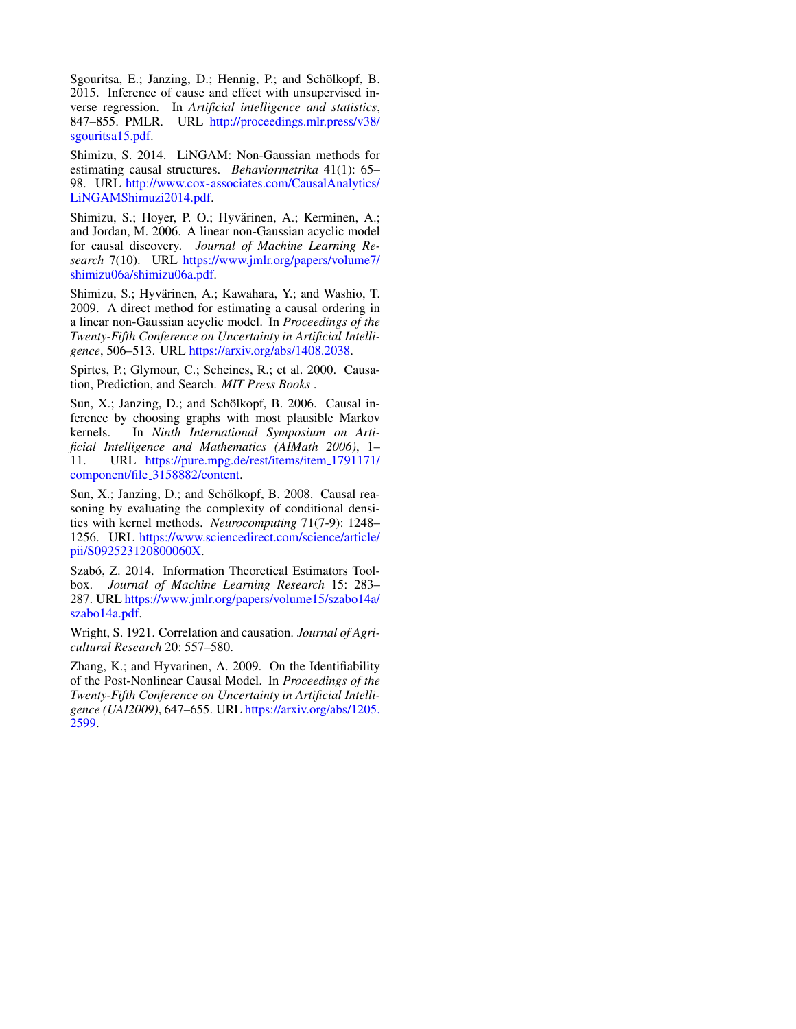Sgouritsa, E.; Janzing, D.; Hennig, P.; and Schölkopf, B. 2015. Inference of cause and effect with unsupervised inverse regression. In *Artificial intelligence and statistics*, 847–855. PMLR. URL http://proceedings.mlr.press/v38/sgouritsa15.pdf.

Shimizu, S. 2014. LiNGAM: Non-Gaussian methods for estimating causal structures. *Behaviormetrika* 41(1): 65–98. URL http://www.cox-associates.com/CausalAnalytics/LiNGAMShimuzi2014.pdf.

Shimizu, S.; Hoyer, P. O.; Hyvärinen, A.; Kerminen, A.; and Jordan, M. 2006. A linear non-Gaussian acyclic model for causal discovery. *Journal of Machine Learning Research* 7(10). URL https://www.jmlr.org/papers/volume7/shimizu06a/shimizu06a.pdf.

Shimizu, S.; Hyvärinen, A.; Kawahara, Y.; and Washio, T. 2009. A direct method for estimating a causal ordering in a linear non-Gaussian acyclic model. In *Proceedings of the Twenty-Fifth Conference on Uncertainty in Artificial Intelligence*, 506–513. URL https://arxiv.org/abs/1408.2038.

Spirtes, P.; Glymour, C.; Scheines, R.; et al. 2000. Causation, Prediction, and Search. *MIT Press Books* .

Sun, X.; Janzing, D.; and Schölkopf, B. 2006. Causal inference by choosing graphs with most plausible Markov kernels. In *Ninth International Symposium on Artificial Intelligence and Mathematics (AIMath 2006)*, 1–11. URL https://pure.mpg.de/rest/items/item_1791171/component/file_3158882/content.

Sun, X.; Janzing, D.; and Schölkopf, B. 2008. Causal reasoning by evaluating the complexity of conditional densities with kernel methods. *Neurocomputing* 71(7-9): 1248–1256. URL https://www.sciencedirect.com/science/article/pii/S092523120800060X.

Szabó, Z. 2014. Information Theoretical Estimators Toolbox. *Journal of Machine Learning Research* 15: 283–287. URL https://www.jmlr.org/papers/volume15/szabo14a/szabo14a.pdf.

Wright, S. 1921. Correlation and causation. *Journal of Agricultural Research* 20: 557–580.

Zhang, K.; and Hyvarinen, A. 2009. On the Identifiability of the Post-Nonlinear Causal Model. In *Proceedings of the Twenty-Fifth Conference on Uncertainty in Artificial Intelligence (UAI2009)*, 647–655. URL https://arxiv.org/abs/1205.2599.